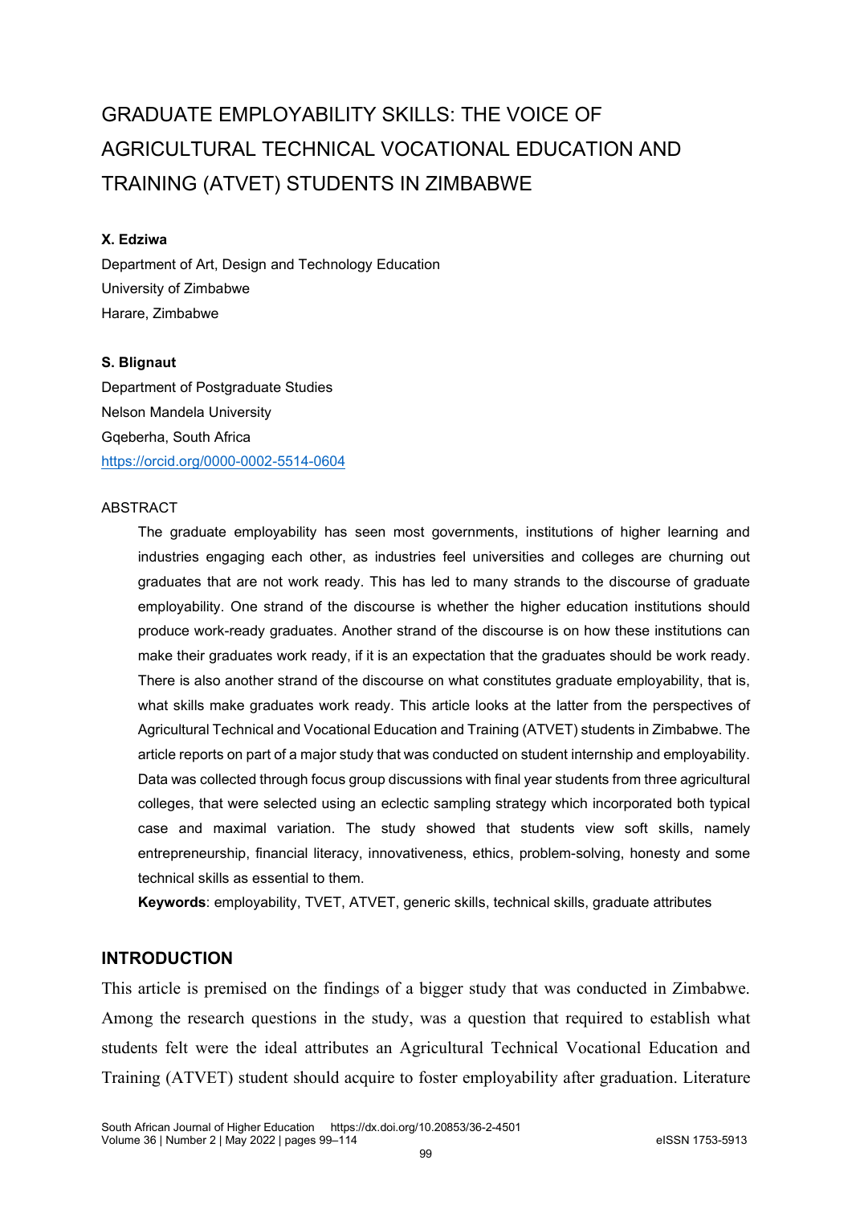# GRADUATE EMPLOYABILITY SKILLS: THE VOICE OF AGRICULTURAL TECHNICAL VOCATIONAL EDUCATION AND TRAINING (ATVET) STUDENTS IN ZIMBABWE

**X. Edziwa**

Department of Art, Design and Technology Education
University of Zimbabwe
Harare, Zimbabwe

**S. Blignaut**

Department of Postgraduate Studies
Nelson Mandela University
Gqeberha, South Africa
https://orcid.org/0000-0002-5514-0604

ABSTRACT

The graduate employability has seen most governments, institutions of higher learning and industries engaging each other, as industries feel universities and colleges are churning out graduates that are not work ready. This has led to many strands to the discourse of graduate employability. One strand of the discourse is whether the higher education institutions should produce work-ready graduates. Another strand of the discourse is on how these institutions can make their graduates work ready, if it is an expectation that the graduates should be work ready. There is also another strand of the discourse on what constitutes graduate employability, that is, what skills make graduates work ready. This article looks at the latter from the perspectives of Agricultural Technical and Vocational Education and Training (ATVET) students in Zimbabwe. The article reports on part of a major study that was conducted on student internship and employability. Data was collected through focus group discussions with final year students from three agricultural colleges, that were selected using an eclectic sampling strategy which incorporated both typical case and maximal variation. The study showed that students view soft skills, namely entrepreneurship, financial literacy, innovativeness, ethics, problem-solving, honesty and some technical skills as essential to them.

**Keywords**: employability, TVET, ATVET, generic skills, technical skills, graduate attributes

## INTRODUCTION

This article is premised on the findings of a bigger study that was conducted in Zimbabwe. Among the research questions in the study, was a question that required to establish what students felt were the ideal attributes an Agricultural Technical Vocational Education and Training (ATVET) student should acquire to foster employability after graduation. Literature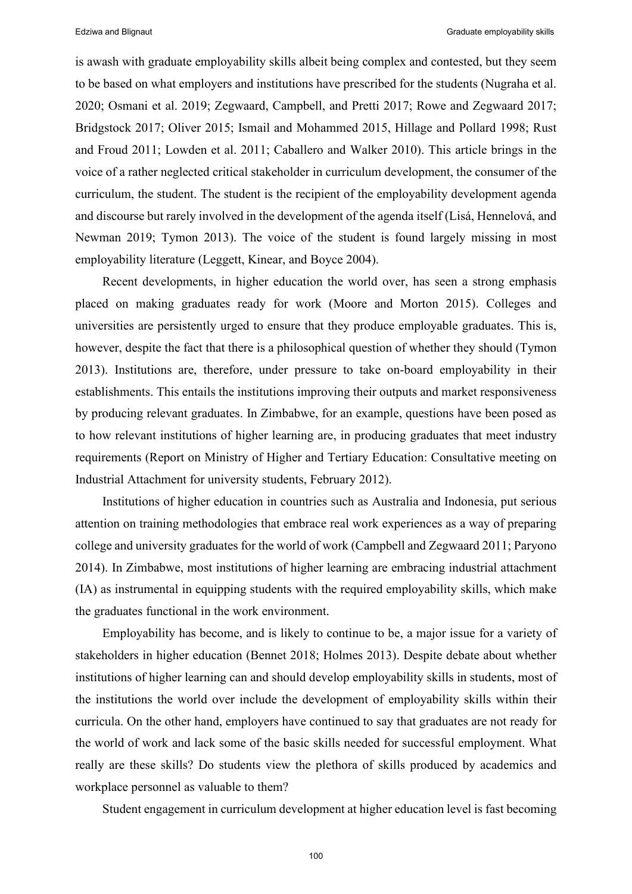is awash with graduate employability skills albeit being complex and contested, but they seem to be based on what employers and institutions have prescribed for the students (Nugraha et al. 2020; Osmani et al. 2019; Zegwaard, Campbell, and Pretti 2017; Rowe and Zegwaard 2017; Bridgstock 2017; Oliver 2015; Ismail and Mohammed 2015, Hillage and Pollard 1998; Rust and Froud 2011; Lowden et al. 2011; Caballero and Walker 2010). This article brings in the voice of a rather neglected critical stakeholder in curriculum development, the consumer of the curriculum, the student. The student is the recipient of the employability development agenda and discourse but rarely involved in the development of the agenda itself (Lisá, Hennelová, and Newman 2019; Tymon 2013). The voice of the student is found largely missing in most employability literature (Leggett, Kinear, and Boyce 2004).

Recent developments, in higher education the world over, has seen a strong emphasis placed on making graduates ready for work (Moore and Morton 2015). Colleges and universities are persistently urged to ensure that they produce employable graduates. This is, however, despite the fact that there is a philosophical question of whether they should (Tymon 2013). Institutions are, therefore, under pressure to take on-board employability in their establishments. This entails the institutions improving their outputs and market responsiveness by producing relevant graduates. In Zimbabwe, for an example, questions have been posed as to how relevant institutions of higher learning are, in producing graduates that meet industry requirements (Report on Ministry of Higher and Tertiary Education: Consultative meeting on Industrial Attachment for university students, February 2012).

Institutions of higher education in countries such as Australia and Indonesia, put serious attention on training methodologies that embrace real work experiences as a way of preparing college and university graduates for the world of work (Campbell and Zegwaard 2011; Paryono 2014). In Zimbabwe, most institutions of higher learning are embracing industrial attachment (IA) as instrumental in equipping students with the required employability skills, which make the graduates functional in the work environment.

Employability has become, and is likely to continue to be, a major issue for a variety of stakeholders in higher education (Bennet 2018; Holmes 2013). Despite debate about whether institutions of higher learning can and should develop employability skills in students, most of the institutions the world over include the development of employability skills within their curricula. On the other hand, employers have continued to say that graduates are not ready for the world of work and lack some of the basic skills needed for successful employment. What really are these skills? Do students view the plethora of skills produced by academics and workplace personnel as valuable to them?

Student engagement in curriculum development at higher education level is fast becoming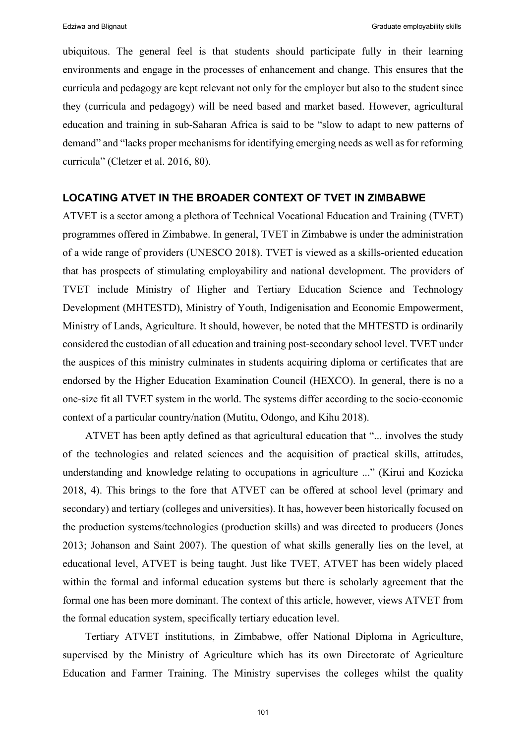ubiquitous. The general feel is that students should participate fully in their learning environments and engage in the processes of enhancement and change. This ensures that the curricula and pedagogy are kept relevant not only for the employer but also to the student since they (curricula and pedagogy) will be need based and market based. However, agricultural education and training in sub-Saharan Africa is said to be "slow to adapt to new patterns of demand" and "lacks proper mechanisms for identifying emerging needs as well as for reforming curricula" (Cletzer et al. 2016, 80).

## LOCATING ATVET IN THE BROADER CONTEXT OF TVET IN ZIMBABWE

ATVET is a sector among a plethora of Technical Vocational Education and Training (TVET) programmes offered in Zimbabwe. In general, TVET in Zimbabwe is under the administration of a wide range of providers (UNESCO 2018). TVET is viewed as a skills-oriented education that has prospects of stimulating employability and national development. The providers of TVET include Ministry of Higher and Tertiary Education Science and Technology Development (MHTESTD), Ministry of Youth, Indigenisation and Economic Empowerment, Ministry of Lands, Agriculture. It should, however, be noted that the MHTESTD is ordinarily considered the custodian of all education and training post-secondary school level. TVET under the auspices of this ministry culminates in students acquiring diploma or certificates that are endorsed by the Higher Education Examination Council (HEXCO). In general, there is no a one-size fit all TVET system in the world. The systems differ according to the socio-economic context of a particular country/nation (Mutitu, Odongo, and Kihu 2018).

ATVET has been aptly defined as that agricultural education that "... involves the study of the technologies and related sciences and the acquisition of practical skills, attitudes, understanding and knowledge relating to occupations in agriculture ..." (Kirui and Kozicka 2018, 4). This brings to the fore that ATVET can be offered at school level (primary and secondary) and tertiary (colleges and universities). It has, however been historically focused on the production systems/technologies (production skills) and was directed to producers (Jones 2013; Johanson and Saint 2007). The question of what skills generally lies on the level, at educational level, ATVET is being taught. Just like TVET, ATVET has been widely placed within the formal and informal education systems but there is scholarly agreement that the formal one has been more dominant. The context of this article, however, views ATVET from the formal education system, specifically tertiary education level.

Tertiary ATVET institutions, in Zimbabwe, offer National Diploma in Agriculture, supervised by the Ministry of Agriculture which has its own Directorate of Agriculture Education and Farmer Training. The Ministry supervises the colleges whilst the quality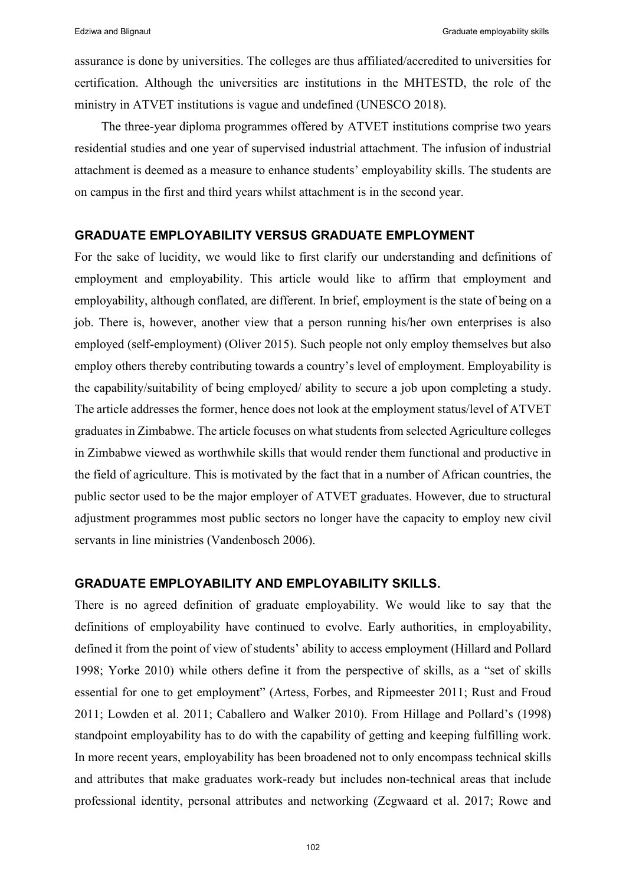assurance is done by universities. The colleges are thus affiliated/accredited to universities for certification. Although the universities are institutions in the MHTESTD, the role of the ministry in ATVET institutions is vague and undefined (UNESCO 2018).

The three-year diploma programmes offered by ATVET institutions comprise two years residential studies and one year of supervised industrial attachment. The infusion of industrial attachment is deemed as a measure to enhance students' employability skills. The students are on campus in the first and third years whilst attachment is in the second year.

## GRADUATE EMPLOYABILITY VERSUS GRADUATE EMPLOYMENT

For the sake of lucidity, we would like to first clarify our understanding and definitions of employment and employability. This article would like to affirm that employment and employability, although conflated, are different. In brief, employment is the state of being on a job. There is, however, another view that a person running his/her own enterprises is also employed (self-employment) (Oliver 2015). Such people not only employ themselves but also employ others thereby contributing towards a country's level of employment. Employability is the capability/suitability of being employed/ ability to secure a job upon completing a study. The article addresses the former, hence does not look at the employment status/level of ATVET graduates in Zimbabwe. The article focuses on what students from selected Agriculture colleges in Zimbabwe viewed as worthwhile skills that would render them functional and productive in the field of agriculture. This is motivated by the fact that in a number of African countries, the public sector used to be the major employer of ATVET graduates. However, due to structural adjustment programmes most public sectors no longer have the capacity to employ new civil servants in line ministries (Vandenbosch 2006).

## GRADUATE EMPLOYABILITY AND EMPLOYABILITY SKILLS.

There is no agreed definition of graduate employability. We would like to say that the definitions of employability have continued to evolve. Early authorities, in employability, defined it from the point of view of students' ability to access employment (Hillard and Pollard 1998; Yorke 2010) while others define it from the perspective of skills, as a "set of skills essential for one to get employment" (Artess, Forbes, and Ripmeester 2011; Rust and Froud 2011; Lowden et al. 2011; Caballero and Walker 2010). From Hillage and Pollard's (1998) standpoint employability has to do with the capability of getting and keeping fulfilling work. In more recent years, employability has been broadened not to only encompass technical skills and attributes that make graduates work-ready but includes non-technical areas that include professional identity, personal attributes and networking (Zegwaard et al. 2017; Rowe and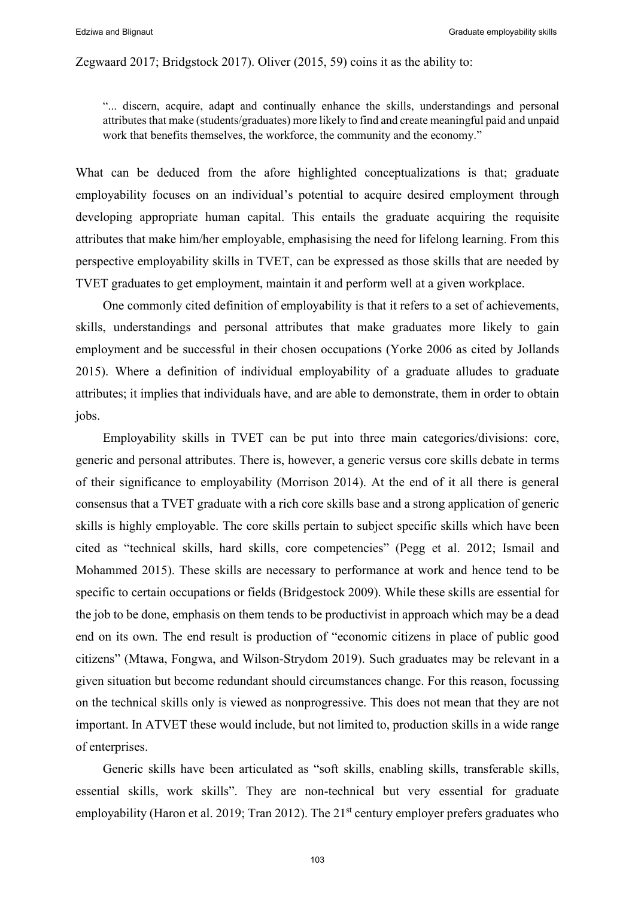Zegwaard 2017; Bridgstock 2017). Oliver (2015, 59) coins it as the ability to:

> "... discern, acquire, adapt and continually enhance the skills, understandings and personal attributes that make (students/graduates) more likely to find and create meaningful paid and unpaid work that benefits themselves, the workforce, the community and the economy."

What can be deduced from the afore highlighted conceptualizations is that; graduate employability focuses on an individual's potential to acquire desired employment through developing appropriate human capital. This entails the graduate acquiring the requisite attributes that make him/her employable, emphasising the need for lifelong learning. From this perspective employability skills in TVET, can be expressed as those skills that are needed by TVET graduates to get employment, maintain it and perform well at a given workplace.

One commonly cited definition of employability is that it refers to a set of achievements, skills, understandings and personal attributes that make graduates more likely to gain employment and be successful in their chosen occupations (Yorke 2006 as cited by Jollands 2015). Where a definition of individual employability of a graduate alludes to graduate attributes; it implies that individuals have, and are able to demonstrate, them in order to obtain jobs.

Employability skills in TVET can be put into three main categories/divisions: core, generic and personal attributes. There is, however, a generic versus core skills debate in terms of their significance to employability (Morrison 2014). At the end of it all there is general consensus that a TVET graduate with a rich core skills base and a strong application of generic skills is highly employable. The core skills pertain to subject specific skills which have been cited as "technical skills, hard skills, core competencies" (Pegg et al. 2012; Ismail and Mohammed 2015). These skills are necessary to performance at work and hence tend to be specific to certain occupations or fields (Bridgestock 2009). While these skills are essential for the job to be done, emphasis on them tends to be productivist in approach which may be a dead end on its own. The end result is production of "economic citizens in place of public good citizens" (Mtawa, Fongwa, and Wilson-Strydom 2019). Such graduates may be relevant in a given situation but become redundant should circumstances change. For this reason, focussing on the technical skills only is viewed as nonprogressive. This does not mean that they are not important. In ATVET these would include, but not limited to, production skills in a wide range of enterprises.

Generic skills have been articulated as "soft skills, enabling skills, transferable skills, essential skills, work skills". They are non-technical but very essential for graduate employability (Haron et al. 2019; Tran 2012). The 21st century employer prefers graduates who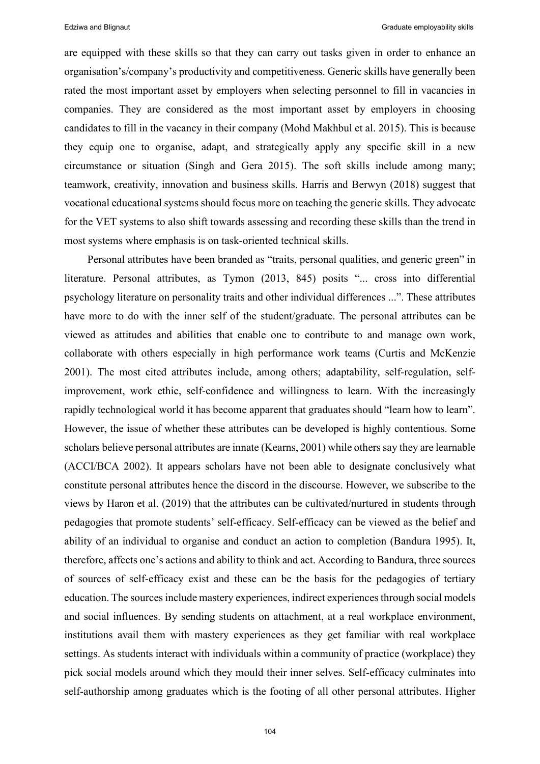are equipped with these skills so that they can carry out tasks given in order to enhance an organisation's/company's productivity and competitiveness. Generic skills have generally been rated the most important asset by employers when selecting personnel to fill in vacancies in companies. They are considered as the most important asset by employers in choosing candidates to fill in the vacancy in their company (Mohd Makhbul et al. 2015). This is because they equip one to organise, adapt, and strategically apply any specific skill in a new circumstance or situation (Singh and Gera 2015). The soft skills include among many; teamwork, creativity, innovation and business skills. Harris and Berwyn (2018) suggest that vocational educational systems should focus more on teaching the generic skills. They advocate for the VET systems to also shift towards assessing and recording these skills than the trend in most systems where emphasis is on task-oriented technical skills.

Personal attributes have been branded as "traits, personal qualities, and generic green" in literature. Personal attributes, as Tymon (2013, 845) posits "... cross into differential psychology literature on personality traits and other individual differences ...". These attributes have more to do with the inner self of the student/graduate. The personal attributes can be viewed as attitudes and abilities that enable one to contribute to and manage own work, collaborate with others especially in high performance work teams (Curtis and McKenzie 2001). The most cited attributes include, among others; adaptability, self-regulation, self-improvement, work ethic, self-confidence and willingness to learn. With the increasingly rapidly technological world it has become apparent that graduates should "learn how to learn". However, the issue of whether these attributes can be developed is highly contentious. Some scholars believe personal attributes are innate (Kearns, 2001) while others say they are learnable (ACCI/BCA 2002). It appears scholars have not been able to designate conclusively what constitute personal attributes hence the discord in the discourse. However, we subscribe to the views by Haron et al. (2019) that the attributes can be cultivated/nurtured in students through pedagogies that promote students' self-efficacy. Self-efficacy can be viewed as the belief and ability of an individual to organise and conduct an action to completion (Bandura 1995). It, therefore, affects one's actions and ability to think and act. According to Bandura, three sources of sources of self-efficacy exist and these can be the basis for the pedagogies of tertiary education. The sources include mastery experiences, indirect experiences through social models and social influences. By sending students on attachment, at a real workplace environment, institutions avail them with mastery experiences as they get familiar with real workplace settings. As students interact with individuals within a community of practice (workplace) they pick social models around which they mould their inner selves. Self-efficacy culminates into self-authorship among graduates which is the footing of all other personal attributes. Higher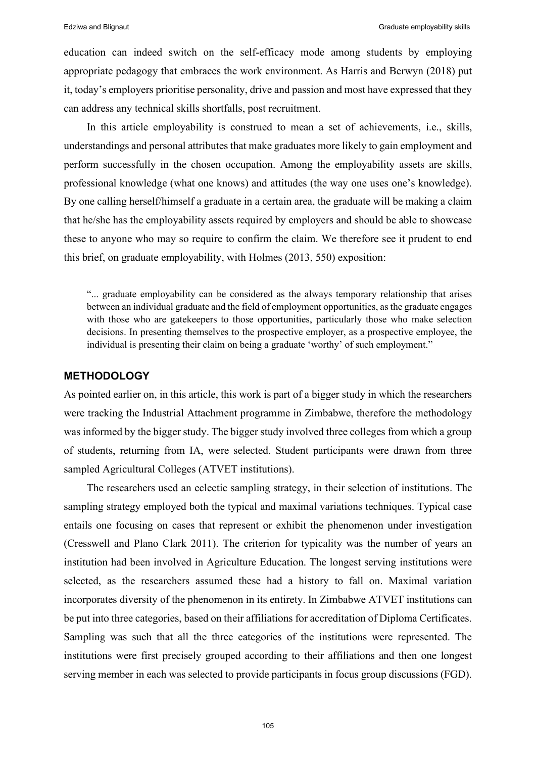education can indeed switch on the self-efficacy mode among students by employing appropriate pedagogy that embraces the work environment. As Harris and Berwyn (2018) put it, today's employers prioritise personality, drive and passion and most have expressed that they can address any technical skills shortfalls, post recruitment.

In this article employability is construed to mean a set of achievements, i.e., skills, understandings and personal attributes that make graduates more likely to gain employment and perform successfully in the chosen occupation. Among the employability assets are skills, professional knowledge (what one knows) and attitudes (the way one uses one's knowledge). By one calling herself/himself a graduate in a certain area, the graduate will be making a claim that he/she has the employability assets required by employers and should be able to showcase these to anyone who may so require to confirm the claim. We therefore see it prudent to end this brief, on graduate employability, with Holmes (2013, 550) exposition:

> "... graduate employability can be considered as the always temporary relationship that arises between an individual graduate and the field of employment opportunities, as the graduate engages with those who are gatekeepers to those opportunities, particularly those who make selection decisions. In presenting themselves to the prospective employer, as a prospective employee, the individual is presenting their claim on being a graduate 'worthy' of such employment."

## METHODOLOGY

As pointed earlier on, in this article, this work is part of a bigger study in which the researchers were tracking the Industrial Attachment programme in Zimbabwe, therefore the methodology was informed by the bigger study. The bigger study involved three colleges from which a group of students, returning from IA, were selected. Student participants were drawn from three sampled Agricultural Colleges (ATVET institutions).

The researchers used an eclectic sampling strategy, in their selection of institutions. The sampling strategy employed both the typical and maximal variations techniques. Typical case entails one focusing on cases that represent or exhibit the phenomenon under investigation (Cresswell and Plano Clark 2011). The criterion for typicality was the number of years an institution had been involved in Agriculture Education. The longest serving institutions were selected, as the researchers assumed these had a history to fall on. Maximal variation incorporates diversity of the phenomenon in its entirety. In Zimbabwe ATVET institutions can be put into three categories, based on their affiliations for accreditation of Diploma Certificates. Sampling was such that all the three categories of the institutions were represented. The institutions were first precisely grouped according to their affiliations and then one longest serving member in each was selected to provide participants in focus group discussions (FGD).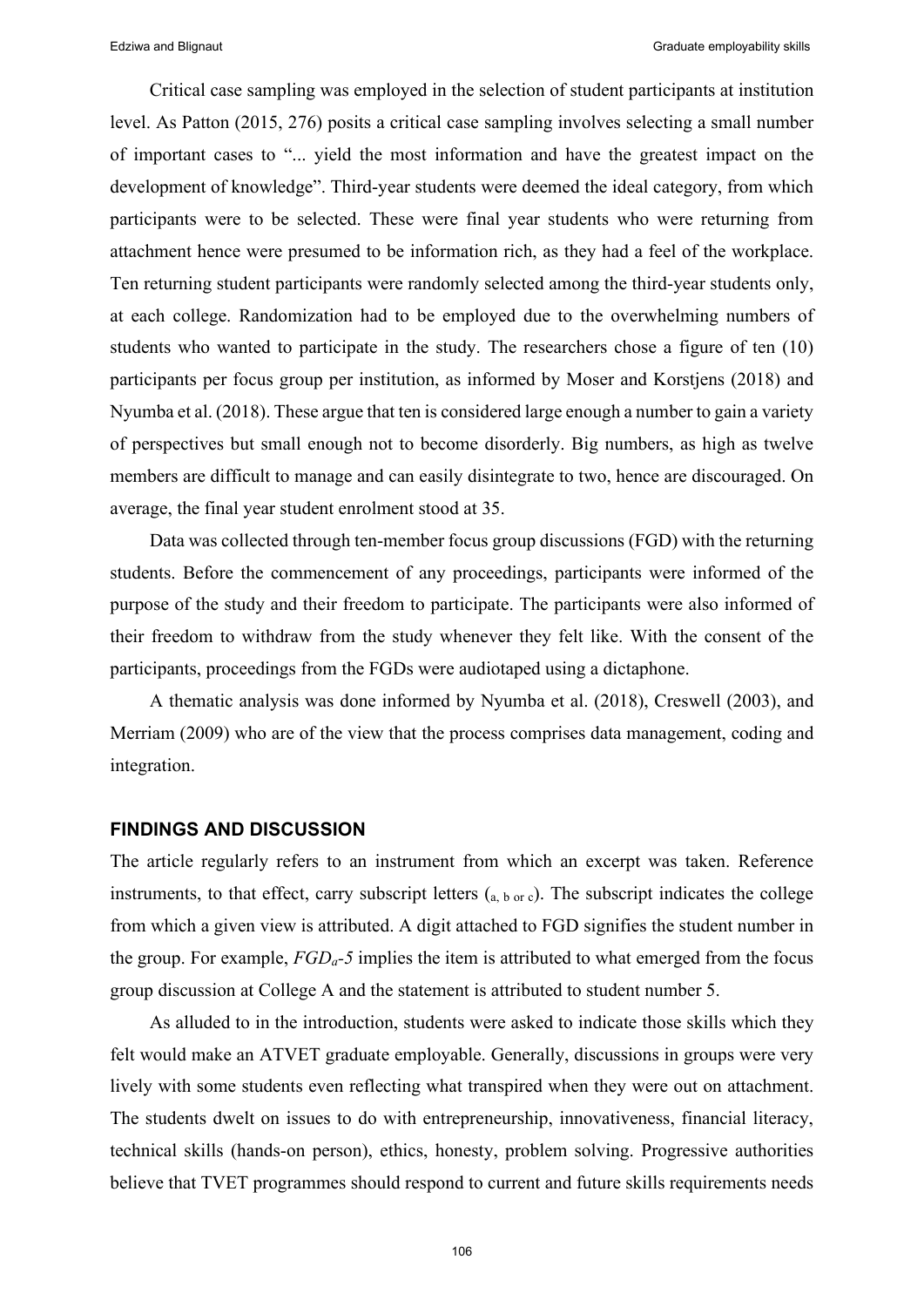Critical case sampling was employed in the selection of student participants at institution level. As Patton (2015, 276) posits a critical case sampling involves selecting a small number of important cases to "... yield the most information and have the greatest impact on the development of knowledge". Third-year students were deemed the ideal category, from which participants were to be selected. These were final year students who were returning from attachment hence were presumed to be information rich, as they had a feel of the workplace. Ten returning student participants were randomly selected among the third-year students only, at each college. Randomization had to be employed due to the overwhelming numbers of students who wanted to participate in the study. The researchers chose a figure of ten (10) participants per focus group per institution, as informed by Moser and Korstjens (2018) and Nyumba et al. (2018). These argue that ten is considered large enough a number to gain a variety of perspectives but small enough not to become disorderly. Big numbers, as high as twelve members are difficult to manage and can easily disintegrate to two, hence are discouraged. On average, the final year student enrolment stood at 35.

Data was collected through ten-member focus group discussions (FGD) with the returning students. Before the commencement of any proceedings, participants were informed of the purpose of the study and their freedom to participate. The participants were also informed of their freedom to withdraw from the study whenever they felt like. With the consent of the participants, proceedings from the FGDs were audiotaped using a dictaphone.

A thematic analysis was done informed by Nyumba et al. (2018), Creswell (2003), and Merriam (2009) who are of the view that the process comprises data management, coding and integration.

## FINDINGS AND DISCUSSION

The article regularly refers to an instrument from which an excerpt was taken. Reference instruments, to that effect, carry subscript letters ($_{\text{a, b or c}}$). The subscript indicates the college from which a given view is attributed. A digit attached to FGD signifies the student number in the group. For example, $FGD_a$*-5* implies the item is attributed to what emerged from the focus group discussion at College A and the statement is attributed to student number 5.

As alluded to in the introduction, students were asked to indicate those skills which they felt would make an ATVET graduate employable. Generally, discussions in groups were very lively with some students even reflecting what transpired when they were out on attachment. The students dwelt on issues to do with entrepreneurship, innovativeness, financial literacy, technical skills (hands-on person), ethics, honesty, problem solving. Progressive authorities believe that TVET programmes should respond to current and future skills requirements needs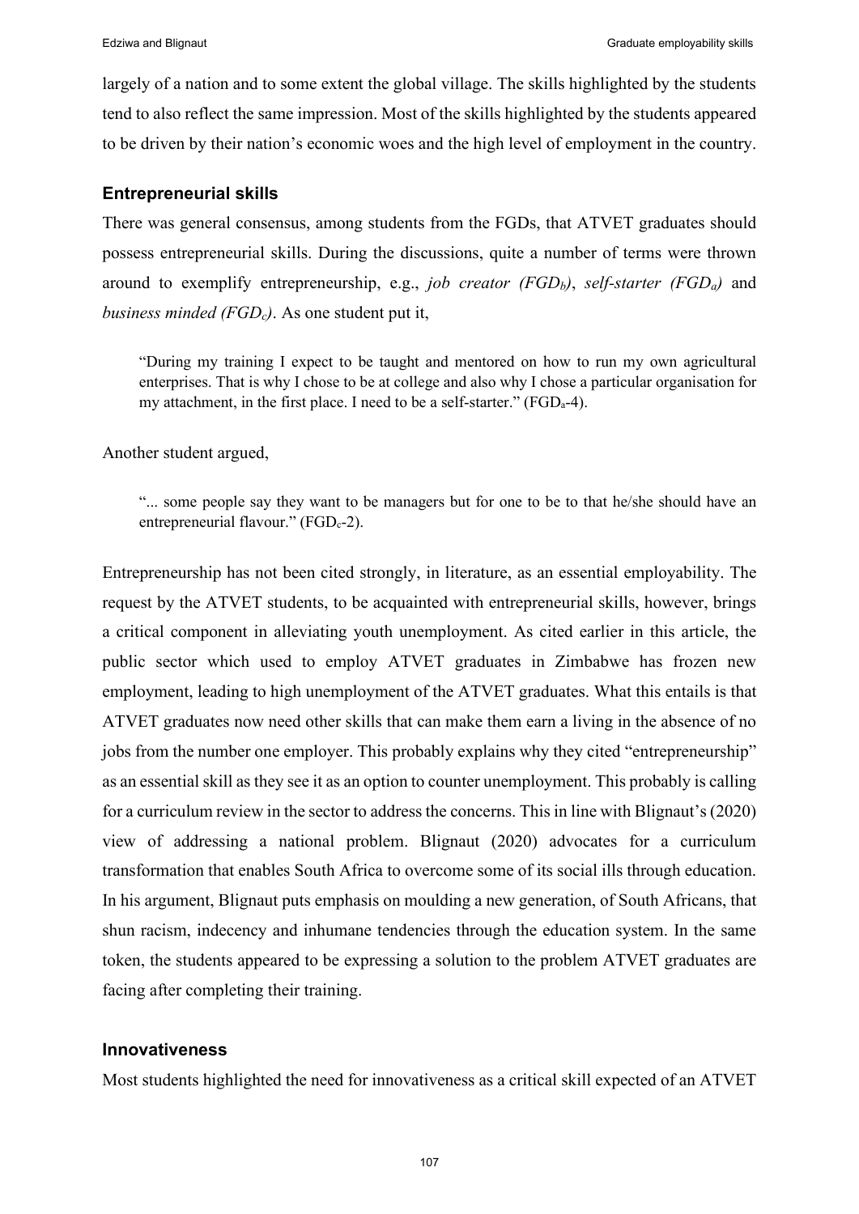largely of a nation and to some extent the global village. The skills highlighted by the students tend to also reflect the same impression. Most of the skills highlighted by the students appeared to be driven by their nation's economic woes and the high level of employment in the country.

### Entrepreneurial skills

There was general consensus, among students from the FGDs, that ATVET graduates should possess entrepreneurial skills. During the discussions, quite a number of terms were thrown around to exemplify entrepreneurship, e.g., *job creator ($FGD_b$)*, *self-starter ($FGD_a$)* and *business minded ($FGD_c$)*. As one student put it,

> "During my training I expect to be taught and mentored on how to run my own agricultural enterprises. That is why I chose to be at college and also why I chose a particular organisation for my attachment, in the first place. I need to be a self-starter." ($FGD_a$-4).

Another student argued,

> "... some people say they want to be managers but for one to be to that he/she should have an entrepreneurial flavour." ($FGD_c$-2).

Entrepreneurship has not been cited strongly, in literature, as an essential employability. The request by the ATVET students, to be acquainted with entrepreneurial skills, however, brings a critical component in alleviating youth unemployment. As cited earlier in this article, the public sector which used to employ ATVET graduates in Zimbabwe has frozen new employment, leading to high unemployment of the ATVET graduates. What this entails is that ATVET graduates now need other skills that can make them earn a living in the absence of no jobs from the number one employer. This probably explains why they cited "entrepreneurship" as an essential skill as they see it as an option to counter unemployment. This probably is calling for a curriculum review in the sector to address the concerns. This in line with Blignaut's (2020) view of addressing a national problem. Blignaut (2020) advocates for a curriculum transformation that enables South Africa to overcome some of its social ills through education. In his argument, Blignaut puts emphasis on moulding a new generation, of South Africans, that shun racism, indecency and inhumane tendencies through the education system. In the same token, the students appeared to be expressing a solution to the problem ATVET graduates are facing after completing their training.

### Innovativeness

Most students highlighted the need for innovativeness as a critical skill expected of an ATVET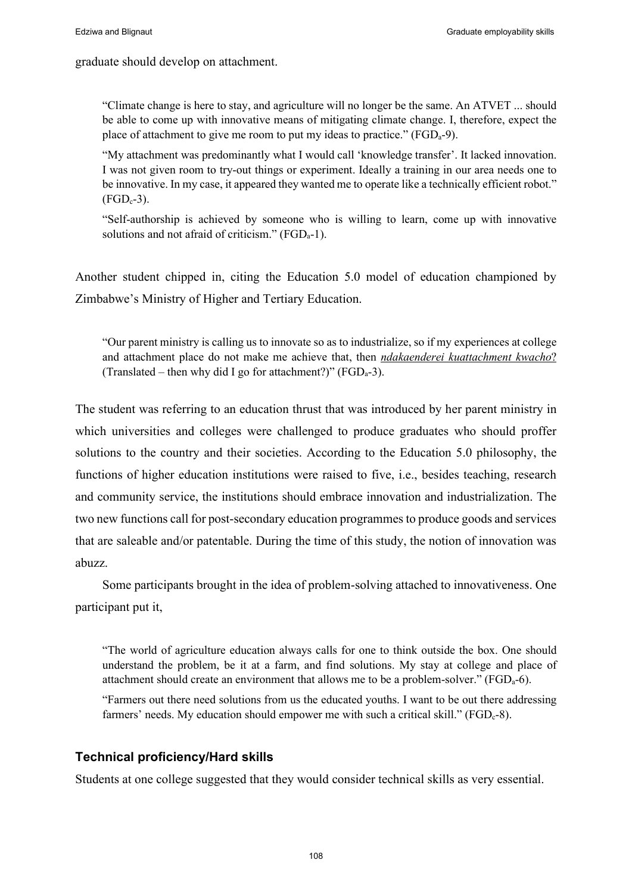graduate should develop on attachment.

> "Climate change is here to stay, and agriculture will no longer be the same. An ATVET ... should be able to come up with innovative means of mitigating climate change. I, therefore, expect the place of attachment to give me room to put my ideas to practice." ($FGD_a$-9).
>
> "My attachment was predominantly what I would call 'knowledge transfer'. It lacked innovation. I was not given room to try-out things or experiment. Ideally a training in our area needs one to be innovative. In my case, it appeared they wanted me to operate like a technically efficient robot." ($FGD_c$-3).
>
> "Self-authorship is achieved by someone who is willing to learn, come up with innovative solutions and not afraid of criticism." ($FGD_a$-1).

Another student chipped in, citing the Education 5.0 model of education championed by Zimbabwe's Ministry of Higher and Tertiary Education.

> "Our parent ministry is calling us to innovate so as to industrialize, so if my experiences at college and attachment place do not make me achieve that, then *ndakaenderei kuattachment kwacho*? (Translated – then why did I go for attachment?)" ($FGD_a$-3).

The student was referring to an education thrust that was introduced by her parent ministry in which universities and colleges were challenged to produce graduates who should proffer solutions to the country and their societies. According to the Education 5.0 philosophy, the functions of higher education institutions were raised to five, i.e., besides teaching, research and community service, the institutions should embrace innovation and industrialization. The two new functions call for post-secondary education programmes to produce goods and services that are saleable and/or patentable. During the time of this study, the notion of innovation was abuzz.

Some participants brought in the idea of problem-solving attached to innovativeness. One participant put it,

> "The world of agriculture education always calls for one to think outside the box. One should understand the problem, be it at a farm, and find solutions. My stay at college and place of attachment should create an environment that allows me to be a problem-solver." ($FGD_a$-6).
>
> "Farmers out there need solutions from us the educated youths. I want to be out there addressing farmers' needs. My education should empower me with such a critical skill." ($FGD_c$-8).

### Technical proficiency/Hard skills

Students at one college suggested that they would consider technical skills as very essential.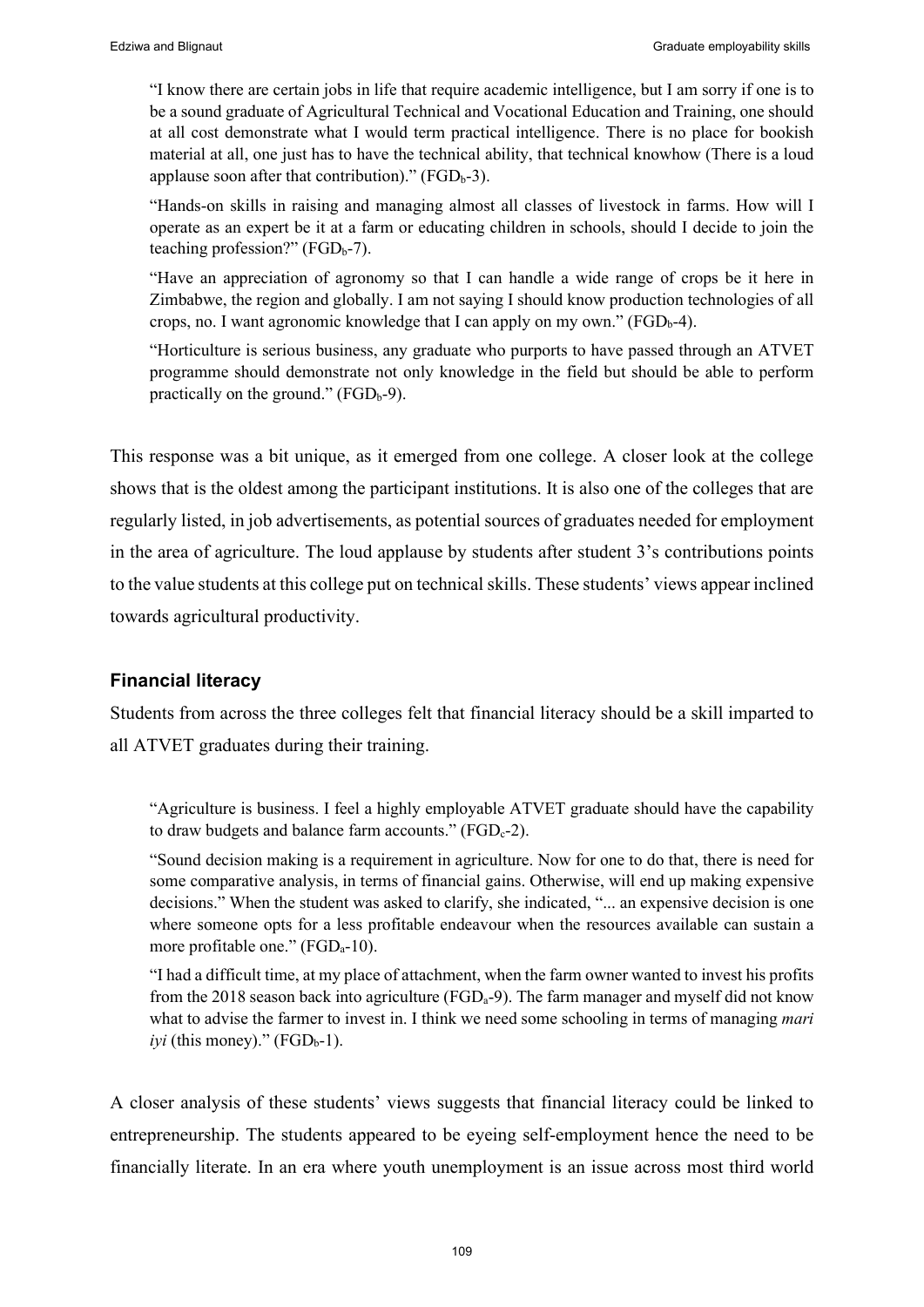> "I know there are certain jobs in life that require academic intelligence, but I am sorry if one is to be a sound graduate of Agricultural Technical and Vocational Education and Training, one should at all cost demonstrate what I would term practical intelligence. There is no place for bookish material at all, one just has to have the technical ability, that technical knowhow (There is a loud applause soon after that contribution)." ($FGD_b$-3).

> "Hands-on skills in raising and managing almost all classes of livestock in farms. How will I operate as an expert be it at a farm or educating children in schools, should I decide to join the teaching profession?" ($FGD_b$-7).

> "Have an appreciation of agronomy so that I can handle a wide range of crops be it here in Zimbabwe, the region and globally. I am not saying I should know production technologies of all crops, no. I want agronomic knowledge that I can apply on my own." ($FGD_b$-4).

> "Horticulture is serious business, any graduate who purports to have passed through an ATVET programme should demonstrate not only knowledge in the field but should be able to perform practically on the ground." ($FGD_b$-9).

This response was a bit unique, as it emerged from one college. A closer look at the college shows that is the oldest among the participant institutions. It is also one of the colleges that are regularly listed, in job advertisements, as potential sources of graduates needed for employment in the area of agriculture. The loud applause by students after student 3's contributions points to the value students at this college put on technical skills. These students' views appear inclined towards agricultural productivity.

### Financial literacy

Students from across the three colleges felt that financial literacy should be a skill imparted to all ATVET graduates during their training.

> "Agriculture is business. I feel a highly employable ATVET graduate should have the capability to draw budgets and balance farm accounts." ($FGD_c$-2).

> "Sound decision making is a requirement in agriculture. Now for one to do that, there is need for some comparative analysis, in terms of financial gains. Otherwise, will end up making expensive decisions." When the student was asked to clarify, she indicated, "... an expensive decision is one where someone opts for a less profitable endeavour when the resources available can sustain a more profitable one." ($FGD_a$-10).

> "I had a difficult time, at my place of attachment, when the farm owner wanted to invest his profits from the 2018 season back into agriculture ($FGD_a$-9). The farm manager and myself did not know what to advise the farmer to invest in. I think we need some schooling in terms of managing *mari iyi* (this money)." ($FGD_b$-1).

A closer analysis of these students' views suggests that financial literacy could be linked to entrepreneurship. The students appeared to be eyeing self-employment hence the need to be financially literate. In an era where youth unemployment is an issue across most third world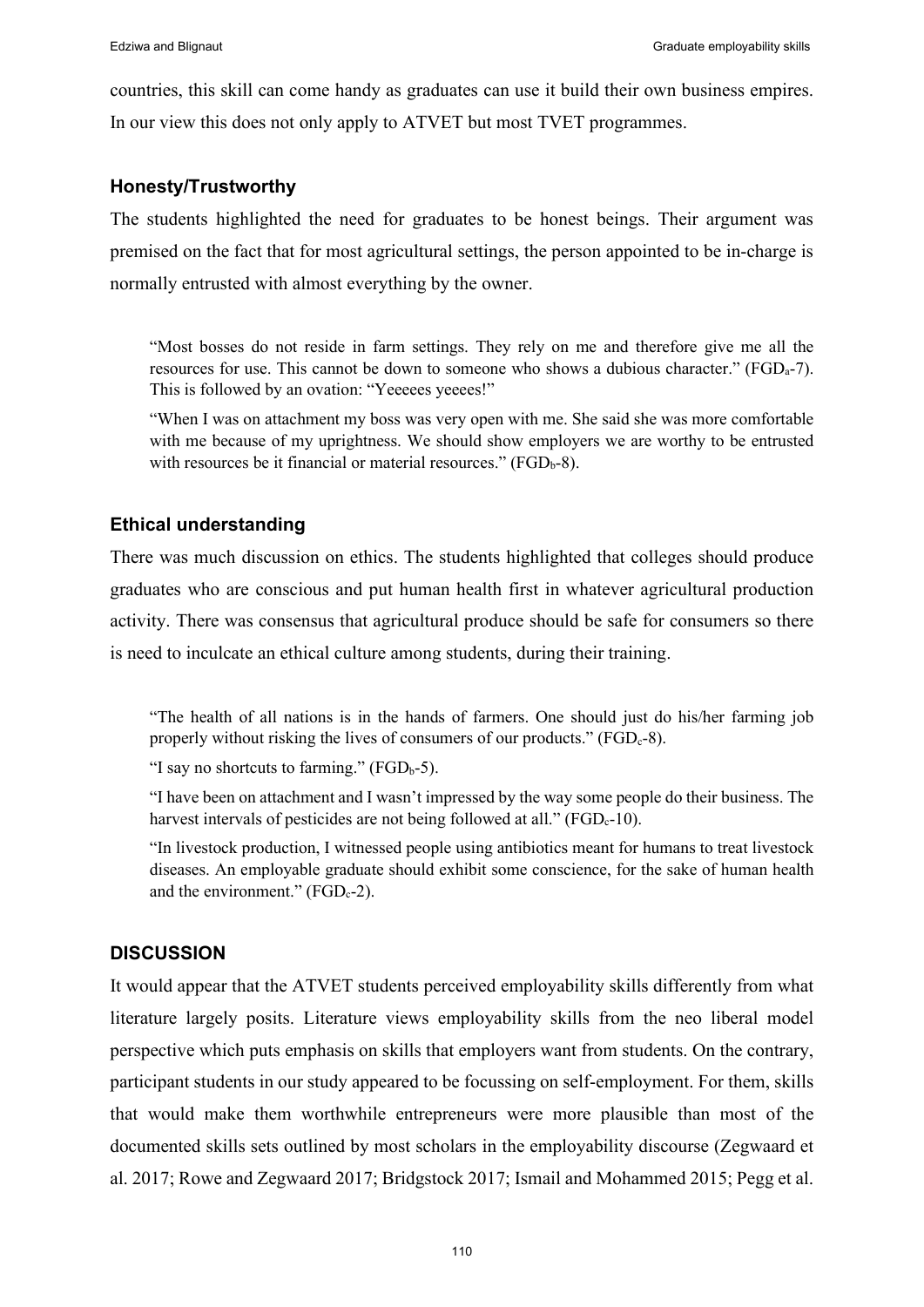countries, this skill can come handy as graduates can use it build their own business empires. In our view this does not only apply to ATVET but most TVET programmes.

### Honesty/Trustworthy

The students highlighted the need for graduates to be honest beings. Their argument was premised on the fact that for most agricultural settings, the person appointed to be in-charge is normally entrusted with almost everything by the owner.

> "Most bosses do not reside in farm settings. They rely on me and therefore give me all the resources for use. This cannot be down to someone who shows a dubious character." ($FGD_a$-7). This is followed by an ovation: "Yeeeees yeeees!"
>
> "When I was on attachment my boss was very open with me. She said she was more comfortable with me because of my uprightness. We should show employers we are worthy to be entrusted with resources be it financial or material resources." ($FGD_b$-8).

### Ethical understanding

There was much discussion on ethics. The students highlighted that colleges should produce graduates who are conscious and put human health first in whatever agricultural production activity. There was consensus that agricultural produce should be safe for consumers so there is need to inculcate an ethical culture among students, during their training.

> "The health of all nations is in the hands of farmers. One should just do his/her farming job properly without risking the lives of consumers of our products." ($FGD_c$-8).
>
> "I say no shortcuts to farming." ($FGD_b$-5).
>
> "I have been on attachment and I wasn't impressed by the way some people do their business. The harvest intervals of pesticides are not being followed at all." ($FGD_c$-10).
>
> "In livestock production, I witnessed people using antibiotics meant for humans to treat livestock diseases. An employable graduate should exhibit some conscience, for the sake of human health and the environment." ($FGD_c$-2).

## DISCUSSION

It would appear that the ATVET students perceived employability skills differently from what literature largely posits. Literature views employability skills from the neo liberal model perspective which puts emphasis on skills that employers want from students. On the contrary, participant students in our study appeared to be focussing on self-employment. For them, skills that would make them worthwhile entrepreneurs were more plausible than most of the documented skills sets outlined by most scholars in the employability discourse (Zegwaard et al. 2017; Rowe and Zegwaard 2017; Bridgstock 2017; Ismail and Mohammed 2015; Pegg et al.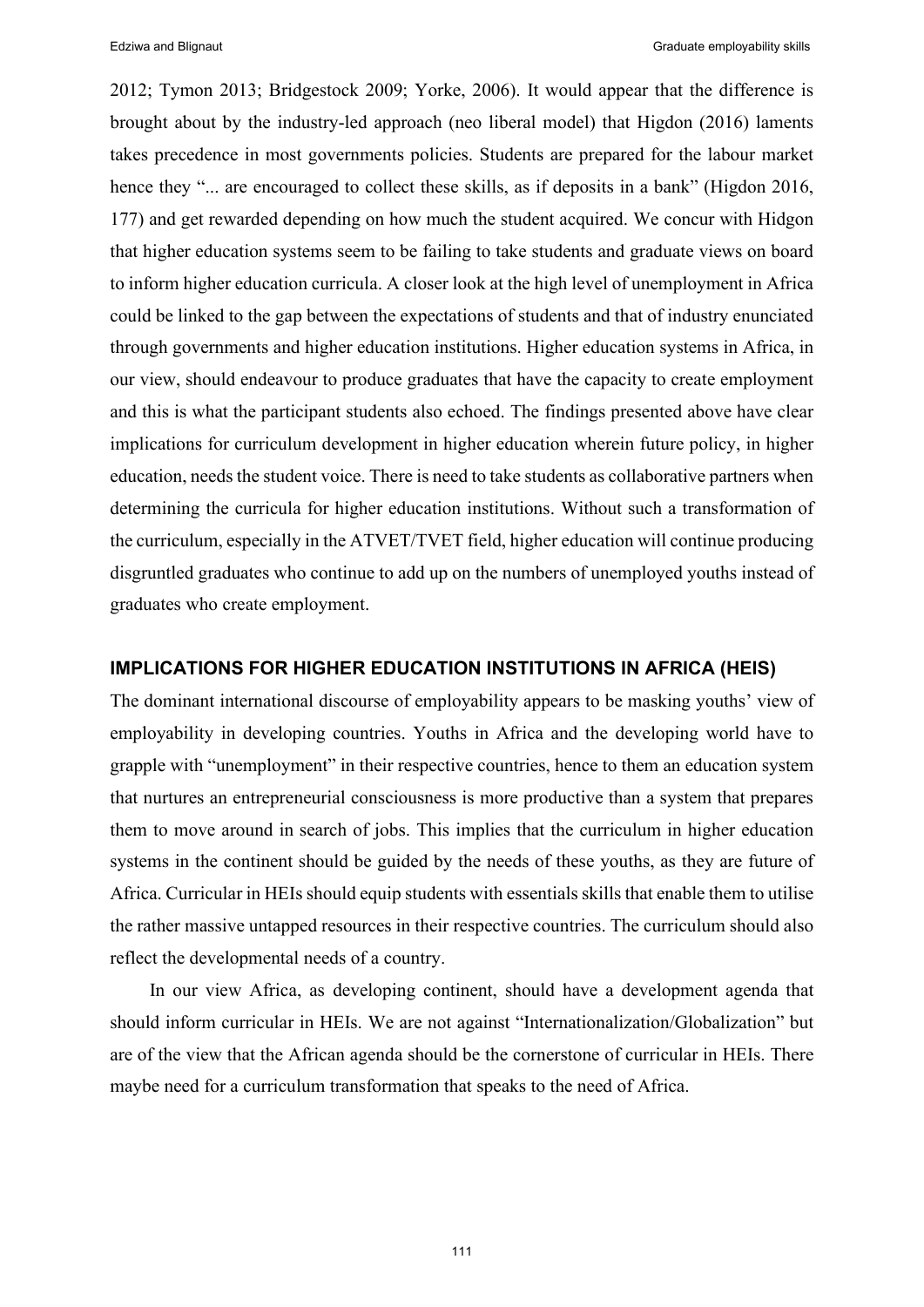2012; Tymon 2013; Bridgestock 2009; Yorke, 2006). It would appear that the difference is brought about by the industry-led approach (neo liberal model) that Higdon (2016) laments takes precedence in most governments policies. Students are prepared for the labour market hence they "... are encouraged to collect these skills, as if deposits in a bank" (Higdon 2016, 177) and get rewarded depending on how much the student acquired. We concur with Hidgon that higher education systems seem to be failing to take students and graduate views on board to inform higher education curricula. A closer look at the high level of unemployment in Africa could be linked to the gap between the expectations of students and that of industry enunciated through governments and higher education institutions. Higher education systems in Africa, in our view, should endeavour to produce graduates that have the capacity to create employment and this is what the participant students also echoed. The findings presented above have clear implications for curriculum development in higher education wherein future policy, in higher education, needs the student voice. There is need to take students as collaborative partners when determining the curricula for higher education institutions. Without such a transformation of the curriculum, especially in the ATVET/TVET field, higher education will continue producing disgruntled graduates who continue to add up on the numbers of unemployed youths instead of graduates who create employment.

## IMPLICATIONS FOR HIGHER EDUCATION INSTITUTIONS IN AFRICA (HEIS)

The dominant international discourse of employability appears to be masking youths' view of employability in developing countries. Youths in Africa and the developing world have to grapple with "unemployment" in their respective countries, hence to them an education system that nurtures an entrepreneurial consciousness is more productive than a system that prepares them to move around in search of jobs. This implies that the curriculum in higher education systems in the continent should be guided by the needs of these youths, as they are future of Africa. Curricular in HEIs should equip students with essentials skills that enable them to utilise the rather massive untapped resources in their respective countries. The curriculum should also reflect the developmental needs of a country.

In our view Africa, as developing continent, should have a development agenda that should inform curricular in HEIs. We are not against "Internationalization/Globalization" but are of the view that the African agenda should be the cornerstone of curricular in HEIs. There maybe need for a curriculum transformation that speaks to the need of Africa.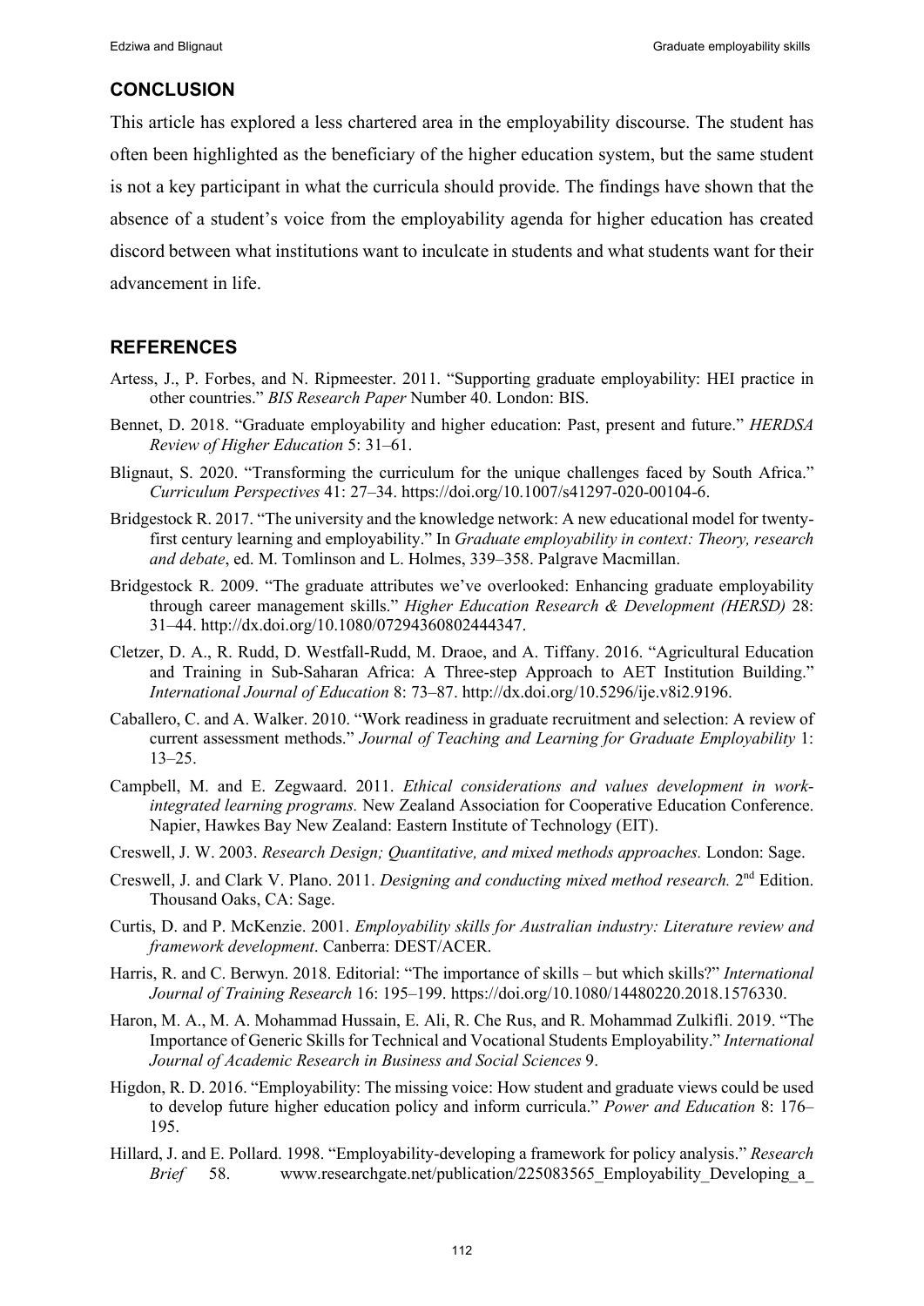## CONCLUSION

This article has explored a less chartered area in the employability discourse. The student has often been highlighted as the beneficiary of the higher education system, but the same student is not a key participant in what the curricula should provide. The findings have shown that the absence of a student's voice from the employability agenda for higher education has created discord between what institutions want to inculcate in students and what students want for their advancement in life.

## REFERENCES

Artess, J., P. Forbes, and N. Ripmeester. 2011. "Supporting graduate employability: HEI practice in other countries." *BIS Research Paper* Number 40. London: BIS.

Bennet, D. 2018. "Graduate employability and higher education: Past, present and future." *HERDSA Review of Higher Education* 5: 31–61.

Blignaut, S. 2020. "Transforming the curriculum for the unique challenges faced by South Africa." *Curriculum Perspectives* 41: 27–34. https://doi.org/10.1007/s41297-020-00104-6.

Bridgestock R. 2017. "The university and the knowledge network: A new educational model for twenty-first century learning and employability." In *Graduate employability in context: Theory, research and debate*, ed. M. Tomlinson and L. Holmes, 339–358. Palgrave Macmillan.

Bridgestock R. 2009. "The graduate attributes we've overlooked: Enhancing graduate employability through career management skills." *Higher Education Research & Development (HERSD)* 28: 31–44. http://dx.doi.org/10.1080/07294360802444347.

Cletzer, D. A., R. Rudd, D. Westfall-Rudd, M. Draoe, and A. Tiffany. 2016. "Agricultural Education and Training in Sub-Saharan Africa: A Three-step Approach to AET Institution Building." *International Journal of Education* 8: 73–87. http://dx.doi.org/10.5296/ije.v8i2.9196.

Caballero, C. and A. Walker. 2010. "Work readiness in graduate recruitment and selection: A review of current assessment methods." *Journal of Teaching and Learning for Graduate Employability* 1: 13–25.

Campbell, M. and E. Zegwaard. 2011. *Ethical considerations and values development in work-integrated learning programs.* New Zealand Association for Cooperative Education Conference. Napier, Hawkes Bay New Zealand: Eastern Institute of Technology (EIT).

Creswell, J. W. 2003. *Research Design; Quantitative, and mixed methods approaches.* London: Sage.

Creswell, J. and Clark V. Plano. 2011. *Designing and conducting mixed method research.* 2nd Edition. Thousand Oaks, CA: Sage.

Curtis, D. and P. McKenzie. 2001. *Employability skills for Australian industry: Literature review and framework development*. Canberra: DEST/ACER.

Harris, R. and C. Berwyn. 2018. Editorial: "The importance of skills – but which skills?" *International Journal of Training Research* 16: 195–199. https://doi.org/10.1080/14480220.2018.1576330.

Haron, M. A., M. A. Mohammad Hussain, E. Ali, R. Che Rus, and R. Mohammad Zulkifli. 2019. "The Importance of Generic Skills for Technical and Vocational Students Employability." *International Journal of Academic Research in Business and Social Sciences* 9.

Higdon, R. D. 2016. "Employability: The missing voice: How student and graduate views could be used to develop future higher education policy and inform curricula." *Power and Education* 8: 176–195.

Hillard, J. and E. Pollard. 1998. "Employability-developing a framework for policy analysis." *Research Brief* 58. www.researchgate.net/publication/225083565_Employability_Developing_a_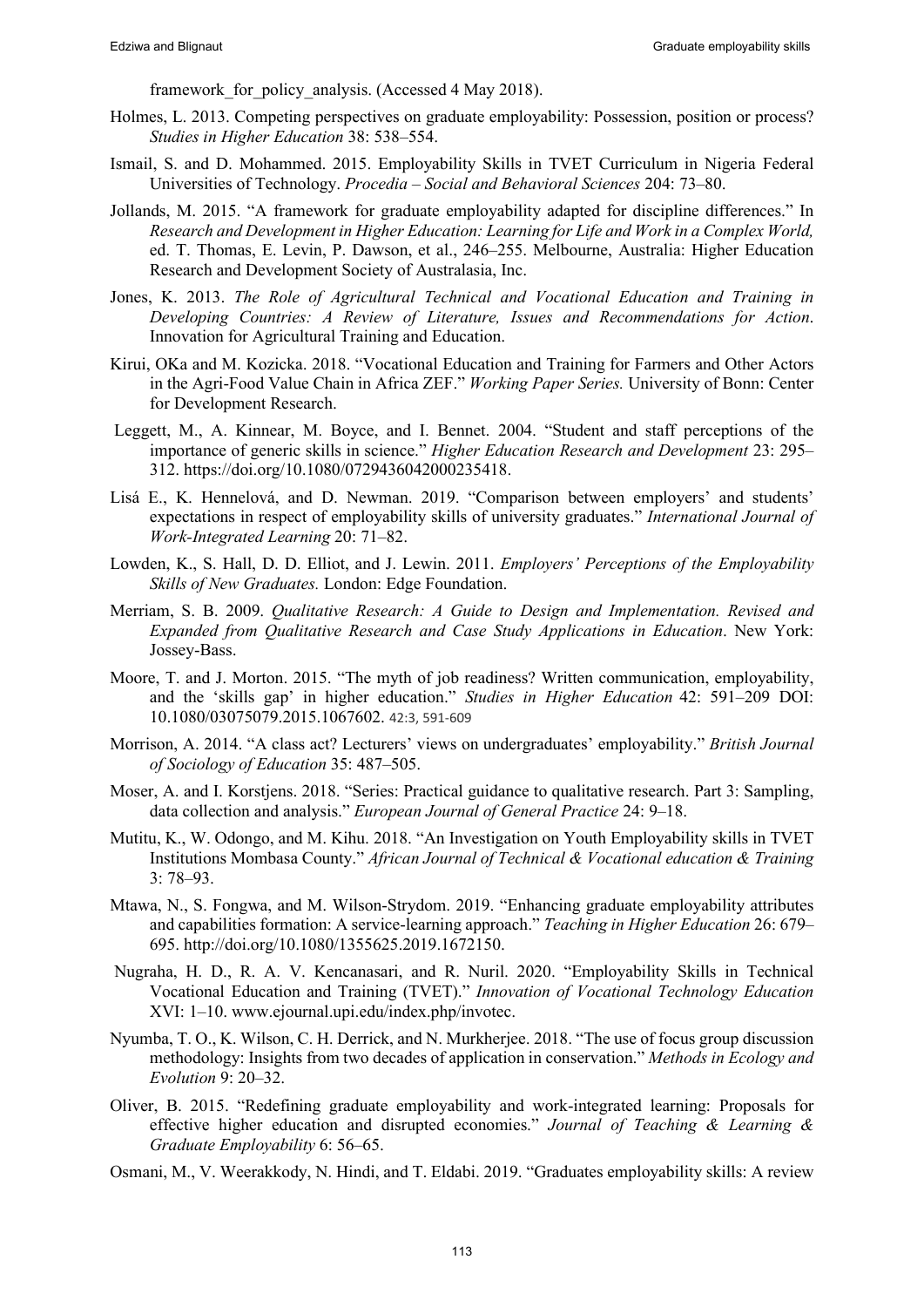framework_for_policy_analysis. (Accessed 4 May 2018).

Holmes, L. 2013. Competing perspectives on graduate employability: Possession, position or process? *Studies in Higher Education* 38: 538–554.

Ismail, S. and D. Mohammed. 2015. Employability Skills in TVET Curriculum in Nigeria Federal Universities of Technology. *Procedia – Social and Behavioral Sciences* 204: 73–80.

Jollands, M. 2015. "A framework for graduate employability adapted for discipline differences." In *Research and Development in Higher Education: Learning for Life and Work in a Complex World,* ed. T. Thomas, E. Levin, P. Dawson, et al., 246–255. Melbourne, Australia: Higher Education Research and Development Society of Australasia, Inc.

Jones, K. 2013. *The Role of Agricultural Technical and Vocational Education and Training in Developing Countries: A Review of Literature, Issues and Recommendations for Action*. Innovation for Agricultural Training and Education.

Kirui, OKa and M. Kozicka. 2018. "Vocational Education and Training for Farmers and Other Actors in the Agri-Food Value Chain in Africa ZEF." *Working Paper Series.* University of Bonn: Center for Development Research.

Leggett, M., A. Kinnear, M. Boyce, and I. Bennet. 2004. "Student and staff perceptions of the importance of generic skills in science." *Higher Education Research and Development* 23: 295–312. https://doi.org/10.1080/0729436042000235418.

Lisá E., K. Hennelová, and D. Newman. 2019. "Comparison between employers' and students' expectations in respect of employability skills of university graduates." *International Journal of Work-Integrated Learning* 20: 71–82.

Lowden, K., S. Hall, D. D. Elliot, and J. Lewin. 2011. *Employers' Perceptions of the Employability Skills of New Graduates.* London: Edge Foundation.

Merriam, S. B. 2009. *Qualitative Research: A Guide to Design and Implementation. Revised and Expanded from Qualitative Research and Case Study Applications in Education*. New York: Jossey-Bass.

Moore, T. and J. Morton. 2015. "The myth of job readiness? Written communication, employability, and the 'skills gap' in higher education." *Studies in Higher Education* 42: 591–209 DOI: 10.1080/03075079.2015.1067602. 42:3, 591-609

Morrison, A. 2014. "A class act? Lecturers' views on undergraduates' employability." *British Journal of Sociology of Education* 35: 487–505.

Moser, A. and I. Korstjens. 2018. "Series: Practical guidance to qualitative research. Part 3: Sampling, data collection and analysis." *European Journal of General Practice* 24: 9–18.

Mutitu, K., W. Odongo, and M. Kihu. 2018. "An Investigation on Youth Employability skills in TVET Institutions Mombasa County." *African Journal of Technical & Vocational education & Training* 3: 78–93.

Mtawa, N., S. Fongwa, and M. Wilson-Strydom. 2019. "Enhancing graduate employability attributes and capabilities formation: A service-learning approach." *Teaching in Higher Education* 26: 679–695. http://doi.org/10.1080/1355625.2019.1672150.

Nugraha, H. D., R. A. V. Kencanasari, and R. Nuril. 2020. "Employability Skills in Technical Vocational Education and Training (TVET)." *Innovation of Vocational Technology Education* XVI: 1–10. www.ejournal.upi.edu/index.php/invotec.

Nyumba, T. O., K. Wilson, C. H. Derrick, and N. Murkherjee. 2018. "The use of focus group discussion methodology: Insights from two decades of application in conservation." *Methods in Ecology and Evolution* 9: 20–32.

Oliver, B. 2015. "Redefining graduate employability and work-integrated learning: Proposals for effective higher education and disrupted economies." *Journal of Teaching & Learning & Graduate Employability* 6: 56–65.

Osmani, M., V. Weerakkody, N. Hindi, and T. Eldabi. 2019. "Graduates employability skills: A review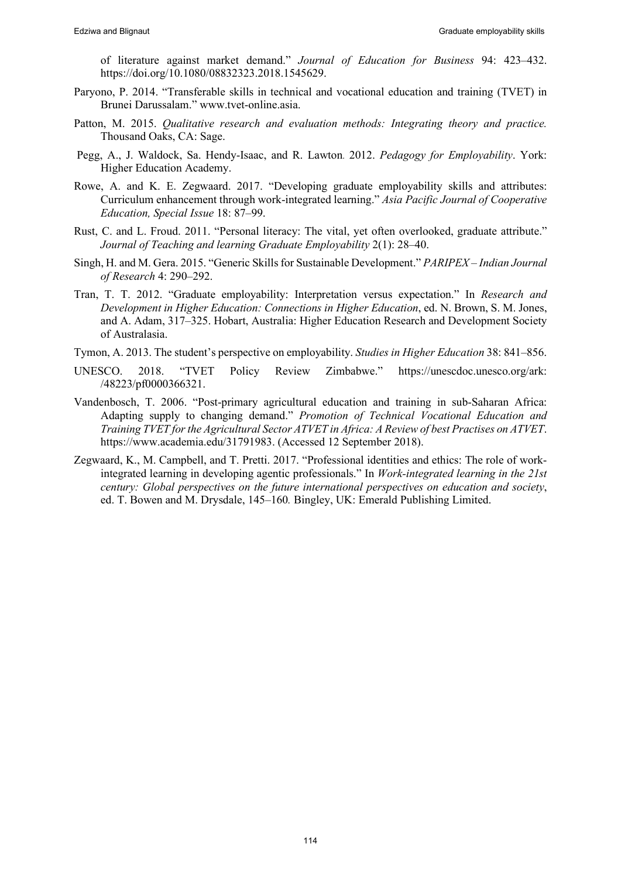of literature against market demand." *Journal of Education for Business* 94: 423–432. https://doi.org/10.1080/08832323.2018.1545629.

Paryono, P. 2014. "Transferable skills in technical and vocational education and training (TVET) in Brunei Darussalam." www.tvet-online.asia.

Patton, M. 2015. *Qualitative research and evaluation methods: Integrating theory and practice.* Thousand Oaks, CA: Sage.

Pegg, A., J. Waldock, Sa. Hendy-Isaac, and R. Lawton. 2012. *Pedagogy for Employability*. York: Higher Education Academy.

Rowe, A. and K. E. Zegwaard. 2017. "Developing graduate employability skills and attributes: Curriculum enhancement through work-integrated learning." *Asia Pacific Journal of Cooperative Education, Special Issue* 18: 87–99.

Rust, C. and L. Froud. 2011. "Personal literacy: The vital, yet often overlooked, graduate attribute." *Journal of Teaching and learning Graduate Employability* 2(1): 28–40.

Singh, H. and M. Gera. 2015. "Generic Skills for Sustainable Development." *PARIPEX – Indian Journal of Research* 4: 290–292.

Tran, T. T. 2012. "Graduate employability: Interpretation versus expectation." In *Research and Development in Higher Education: Connections in Higher Education*, ed. N. Brown, S. M. Jones, and A. Adam, 317–325. Hobart, Australia: Higher Education Research and Development Society of Australasia.

Tymon, A. 2013. The student's perspective on employability. *Studies in Higher Education* 38: 841–856.

UNESCO. 2018. "TVET Policy Review Zimbabwe." https://unescdoc.unesco.org/ark: /48223/pf0000366321.

Vandenbosch, T. 2006. "Post-primary agricultural education and training in sub-Saharan Africa: Adapting supply to changing demand." *Promotion of Technical Vocational Education and Training TVET for the Agricultural Sector ATVET in Africa: A Review of best Practises on ATVET*. https://www.academia.edu/31791983. (Accessed 12 September 2018).

Zegwaard, K., M. Campbell, and T. Pretti. 2017. "Professional identities and ethics: The role of work-integrated learning in developing agentic professionals." In *Work-integrated learning in the 21st century: Global perspectives on the future international perspectives on education and society*, ed. T. Bowen and M. Drysdale, 145–160*.* Bingley, UK: Emerald Publishing Limited.